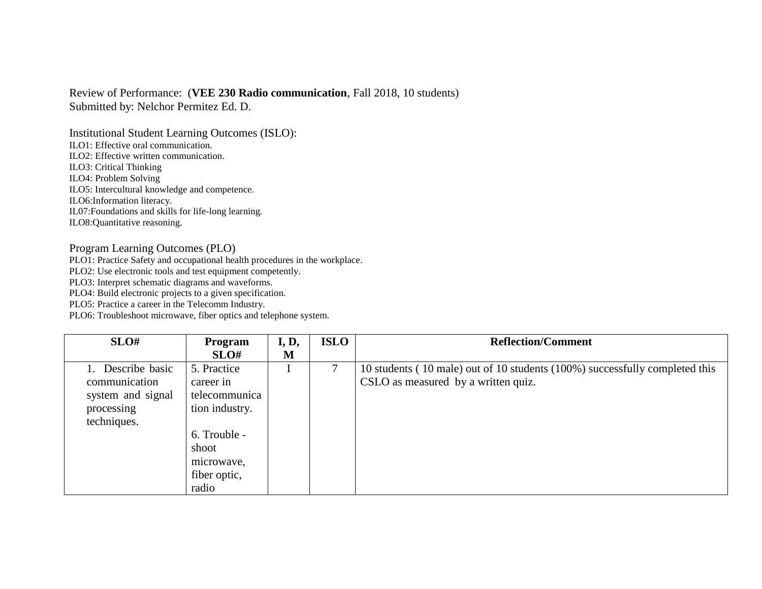Review of Performance: (**VEE 230 Radio communication**, Fall 2018, 10 students)
Submitted by: Nelchor Permitez Ed. D.

Institutional Student Learning Outcomes (ISLO):

ILO1: Effective oral communication.
ILO2: Effective written communication.
ILO3: Critical Thinking
ILO4: Problem Solving
ILO5: Intercultural knowledge and competence.
ILO6:Information literacy.
IL07:Foundations and skills for life-long learning.
ILO8:Quantitative reasoning.

Program Learning Outcomes (PLO)

PLO1: Practice Safety and occupational health procedures in the workplace.
PLO2: Use electronic tools and test equipment competently.
PLO3: Interpret schematic diagrams and waveforms.
PLO4: Build electronic projects to a given specification.
PLO5: Practice a career in the Telecomm Industry.
PLO6: Troubleshoot microwave, fiber optics and telephone system.

| SLO# | Program SLO# | I, D, M | ISLO | Reflection/Comment |
|---|---|---|---|---|
| 1. Describe basic communication system and signal processing techniques. | 5. Practice career in telecommunication industry.<br><br>6. Trouble - shoot microwave, fiber optic, radio | I | 7 | 10 students ( 10 male) out of 10 students (100%) successfully completed this CSLO as measured by a written quiz. |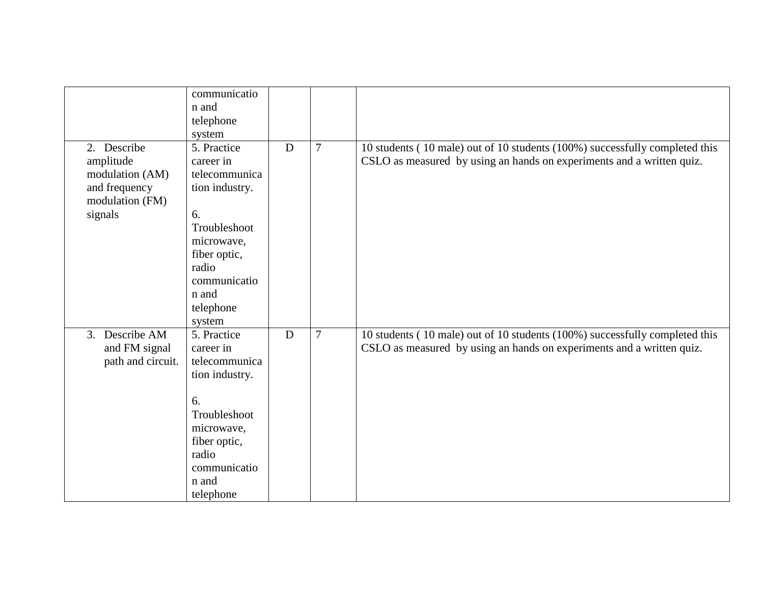| | | | | |
|---|---|---|---|---|
| | communication and telephone system | | | |
| 2. Describe amplitude modulation (AM) and frequency modulation (FM) signals | 5. Practice career in telecommunication industry.<br><br>6. Troubleshoot microwave, fiber optic, radio communication and telephone system | D | 7 | 10 students ( 10 male) out of 10 students (100%) successfully completed this CSLO as measured by using an hands on experiments and a written quiz. |
| 3. Describe AM and FM signal path and circuit. | 5. Practice career in telecommunication industry.<br><br>6. Troubleshoot microwave, fiber optic, radio communication and telephone | D | 7 | 10 students ( 10 male) out of 10 students (100%) successfully completed this CSLO as measured by using an hands on experiments and a written quiz. |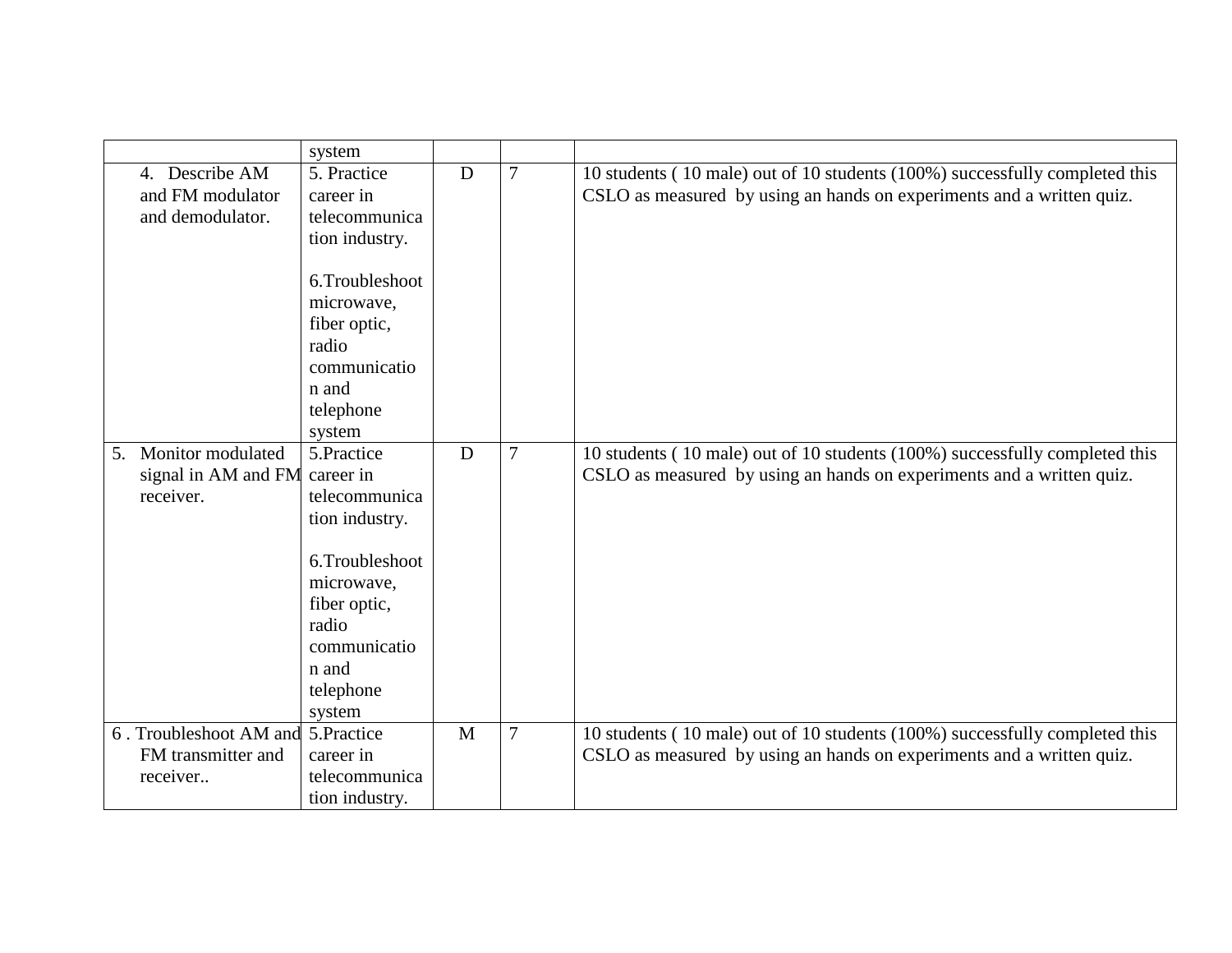| | | | | |
|---|---|---|---|---|
| | system | | | |
| 4. Describe AM and FM modulator and demodulator. | 5. Practice career in telecommunication industry.<br><br>6.Troubleshoot microwave, fiber optic, radio communication and telephone system | D | 7 | 10 students ( 10 male) out of 10 students (100%) successfully completed this CSLO as measured by using an hands on experiments and a written quiz. |
| 5. Monitor modulated signal in AM and FM receiver. | 5.Practice career in telecommunication industry.<br><br>6.Troubleshoot microwave, fiber optic, radio communication and telephone system | D | 7 | 10 students ( 10 male) out of 10 students (100%) successfully completed this CSLO as measured by using an hands on experiments and a written quiz. |
| 6 . Troubleshoot AM and FM transmitter and receiver.. | 5.Practice career in telecommunication industry. | M | 7 | 10 students ( 10 male) out of 10 students (100%) successfully completed this CSLO as measured by using an hands on experiments and a written quiz. |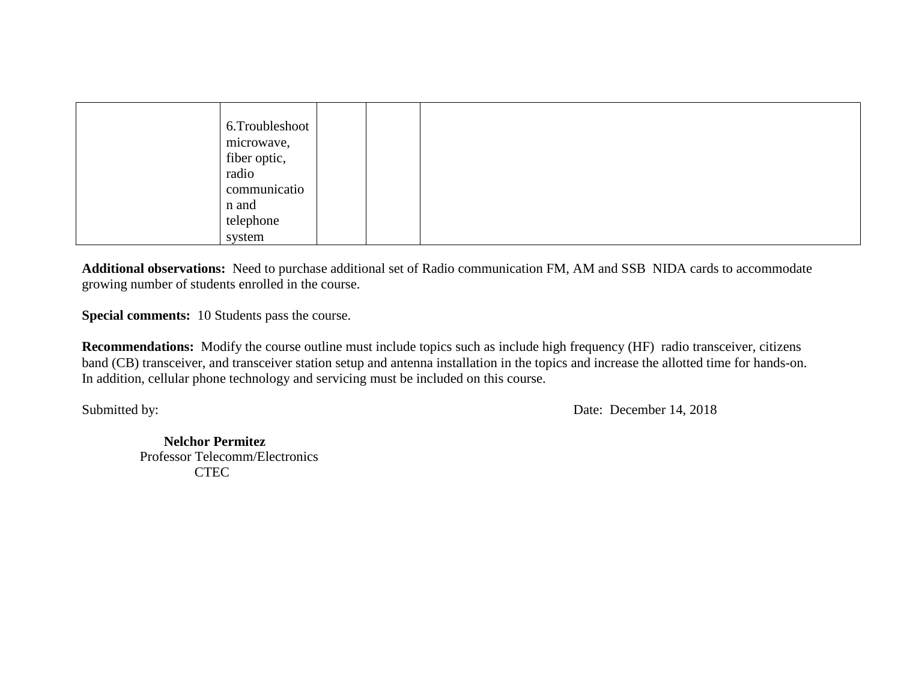| | | | | |
|---|---|---|---|---|
| | 6.Troubleshoot microwave, fiber optic, radio communication and telephone system | | | |

**Additional observations:** Need to purchase additional set of Radio communication FM, AM and SSB NIDA cards to accommodate growing number of students enrolled in the course.

**Special comments:** 10 Students pass the course.

**Recommendations:** Modify the course outline must include topics such as include high frequency (HF) radio transceiver, citizens band (CB) transceiver, and transceiver station setup and antenna installation in the topics and increase the allotted time for hands-on. In addition, cellular phone technology and servicing must be included on this course.

Submitted by: Date: December 14, 2018

**Nelchor Permitez**
Professor Telecomm/Electronics
CTEC